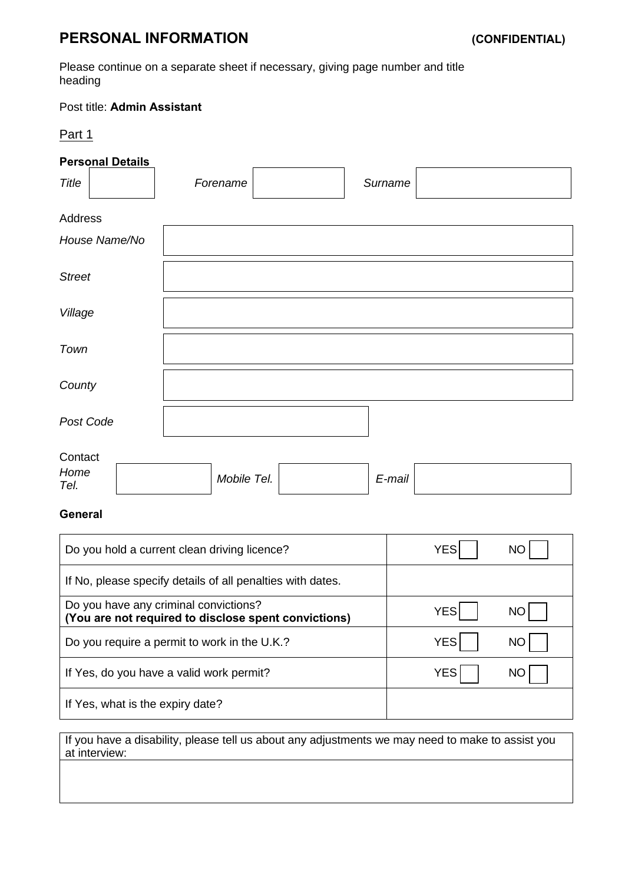# PERSONAL INFORMATION **(CONFIDENTIAL)**

Please continue on a separate sheet if necessary, giving page number and title heading

Post title: **Admin Assistant**

Part 1

**Personal Details**

| *Title* | | *Forename* | | *Surname* | |
|---|---|---|---|---|---|

Address

| | |
|---|---|
| *House Name/No* | |
| *Street* | |
| *Village* | |
| *Town* | |
| *County* | |
| *Post Code* | |

Contact

| *Home Tel.* | | *Mobile Tel.* | | *E-mail* | |
|---|---|---|---|---|---|

**General**

| | |
|---|---|
| Do you hold a current clean driving licence? | YES ☐ NO ☐ |
| If No, please specify details of all penalties with dates. | |
| Do you have any criminal convictions? **(You are not required to disclose spent convictions)** | YES ☐ NO ☐ |
| Do you require a permit to work in the U.K.? | YES ☐ NO ☐ |
| If Yes, do you have a valid work permit? | YES ☐ NO ☐ |
| If Yes, what is the expiry date? | |

| If you have a disability, please tell us about any adjustments we may need to make to assist you at interview: |
|---|
| |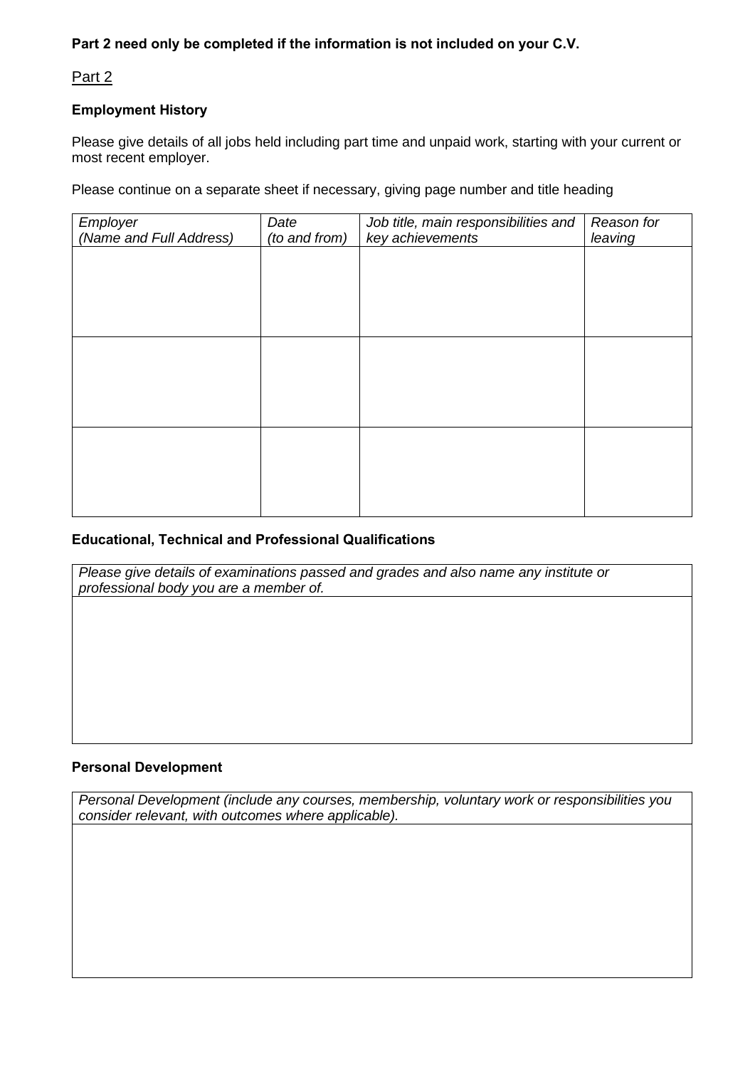**Part 2 need only be completed if the information is not included on your C.V.**

Part 2

**Employment History**

Please give details of all jobs held including part time and unpaid work, starting with your current or most recent employer.

Please continue on a separate sheet if necessary, giving page number and title heading

| *Employer (Name and Full Address)* | *Date (to and from)* | *Job title, main responsibilities and key achievements* | *Reason for leaving* |
|---|---|---|---|
| | | | |
| | | | |
| | | | |

**Educational, Technical and Professional Qualifications**

| *Please give details of examinations passed and grades and also name any institute or professional body you are a member of.* |
|---|
| |

**Personal Development**

| *Personal Development (include any courses, membership, voluntary work or responsibilities you consider relevant, with outcomes where applicable).* |
|---|
| |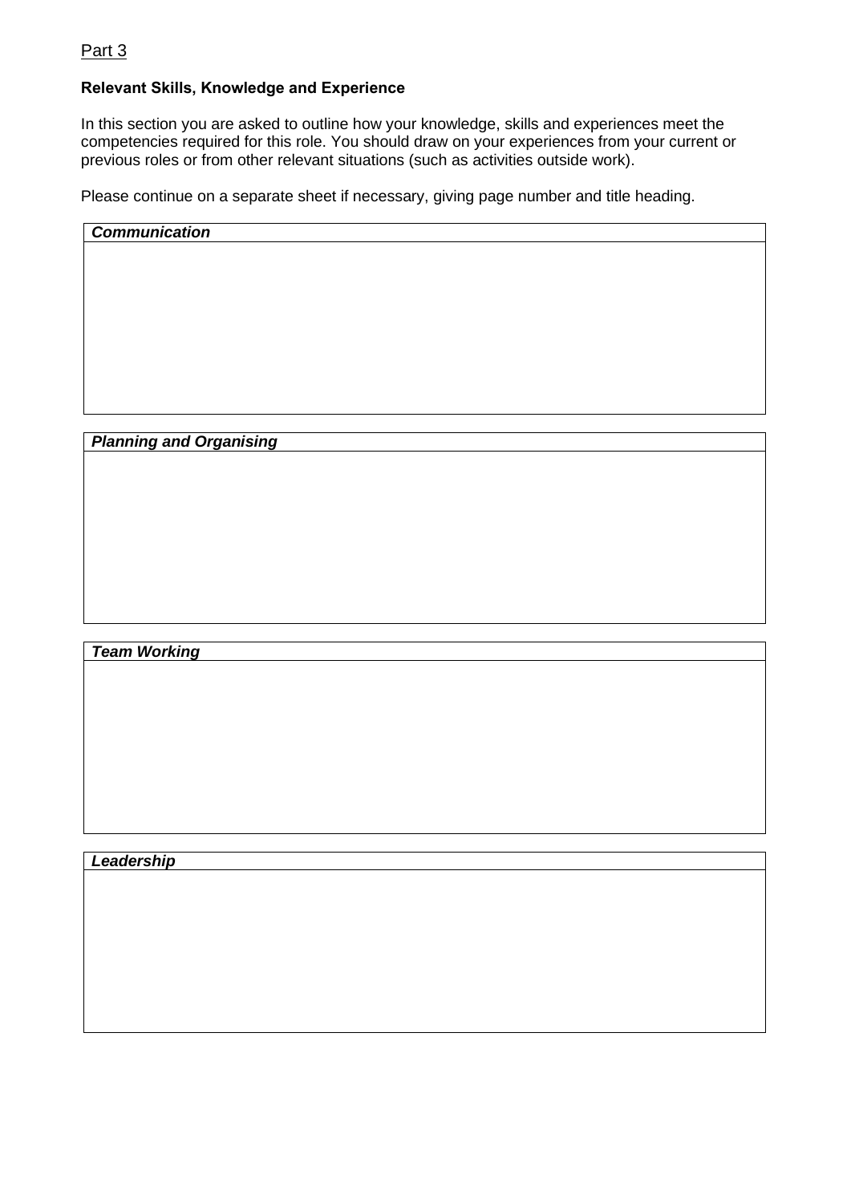Part 3

**Relevant Skills, Knowledge and Experience**

In this section you are asked to outline how your knowledge, skills and experiences meet the competencies required for this role. You should draw on your experiences from your current or previous roles or from other relevant situations (such as activities outside work).

Please continue on a separate sheet if necessary, giving page number and title heading.

| ***Communication*** |
| --- |
| |

| ***Planning and Organising*** |
| --- |
| |

| ***Team Working*** |
| --- |
| |

| ***Leadership*** |
| --- |
| |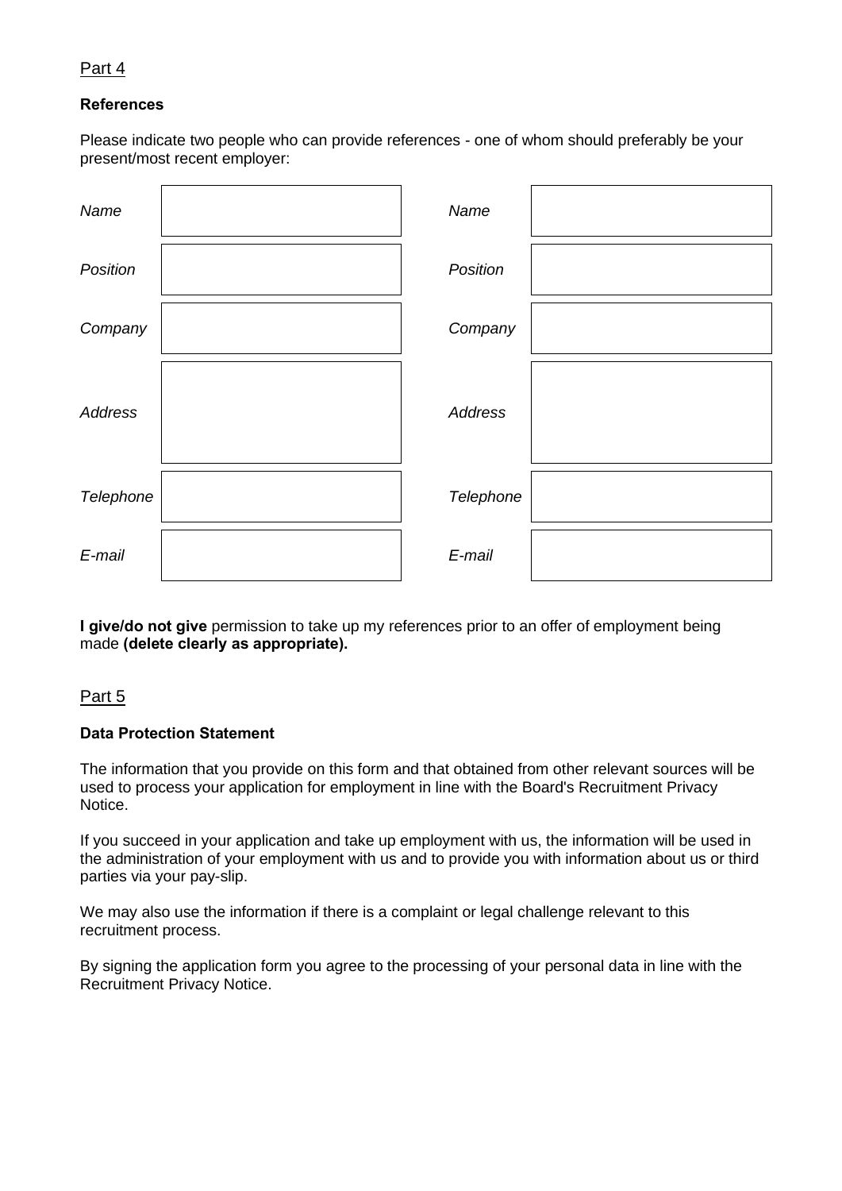Part 4

**References**

Please indicate two people who can provide references - one of whom should preferably be your present/most recent employer:

| | | | |
|---|---|---|---|
| *Name* | | *Name* | |
| *Position* | | *Position* | |
| *Company* | | *Company* | |
| *Address* | | *Address* | |
| *Telephone* | | *Telephone* | |
| *E-mail* | | *E-mail* | |

**I give/do not give** permission to take up my references prior to an offer of employment being made **(delete clearly as appropriate).**

Part 5

**Data Protection Statement**

The information that you provide on this form and that obtained from other relevant sources will be used to process your application for employment in line with the Board's Recruitment Privacy Notice.

If you succeed in your application and take up employment with us, the information will be used in the administration of your employment with us and to provide you with information about us or third parties via your pay-slip.

We may also use the information if there is a complaint or legal challenge relevant to this recruitment process.

By signing the application form you agree to the processing of your personal data in line with the Recruitment Privacy Notice.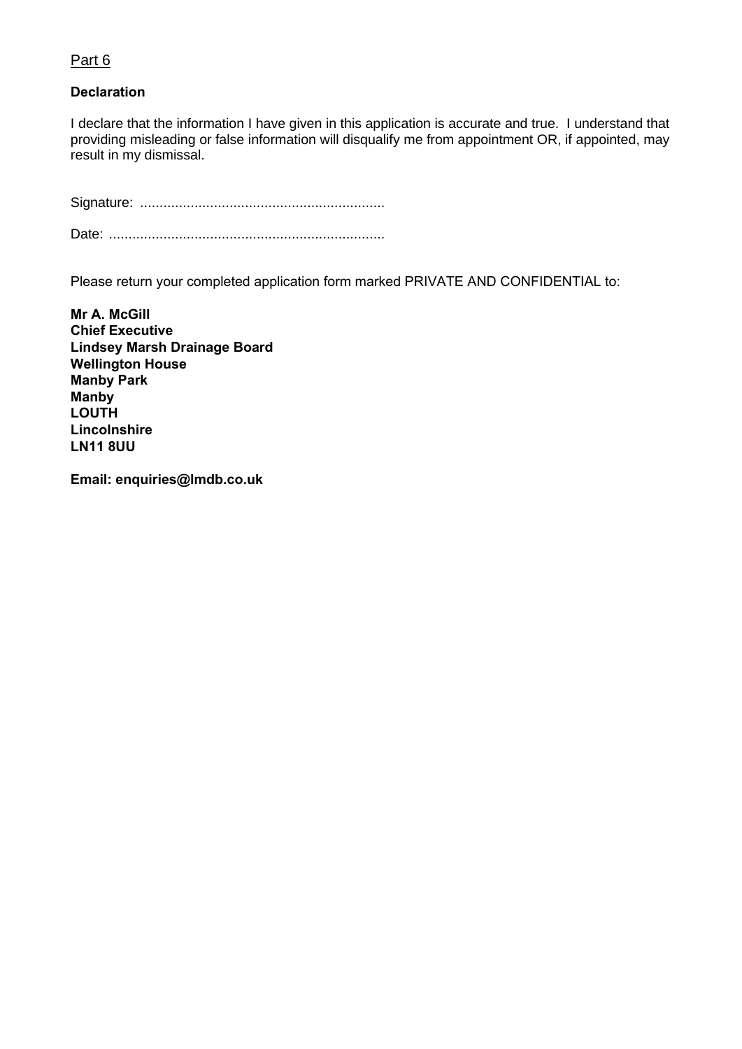Part 6

**Declaration**

I declare that the information I have given in this application is accurate and true. I understand that providing misleading or false information will disqualify me from appointment OR, if appointed, may result in my dismissal.

Signature: ...............................................................

Date: .......................................................................

Please return your completed application form marked PRIVATE AND CONFIDENTIAL to:

**Mr A. McGill**
**Chief Executive**
**Lindsey Marsh Drainage Board**
**Wellington House**
**Manby Park**
**Manby**
**LOUTH**
**Lincolnshire**
**LN11 8UU**

**Email: enquiries@lmdb.co.uk**